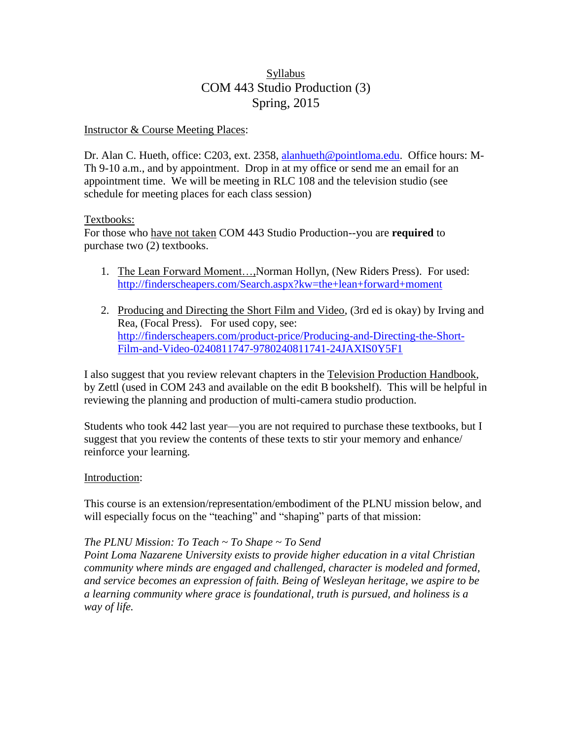<u>Syllabus</u>

# COM 443 Studio Production (3)

## Spring, 2015

<u>Instructor & Course Meeting Places</u>:

Dr. Alan C. Hueth, office: C203, ext. 2358, alanhueth@pointloma.edu. Office hours: M-Th 9-10 a.m., and by appointment. Drop in at my office or send me an email for an appointment time. We will be meeting in RLC 108 and the television studio (see schedule for meeting places for each class session)

<u>Textbooks:</u>

For those who <u>have not taken</u> COM 443 Studio Production--you are **required** to purchase two (2) textbooks.

1. <u>The Lean Forward Moment…</u>,Norman Hollyn, (New Riders Press). For used: http://finderscheapers.com/Search.aspx?kw=the+lean+forward+moment

2. <u>Producing and Directing the Short Film and Video</u>, (3rd ed is okay) by Irving and Rea, (Focal Press). For used copy, see: http://finderscheapers.com/product-price/Producing-and-Directing-the-Short-Film-and-Video-0240811747-9780240811741-24JAXIS0Y5F1

I also suggest that you review relevant chapters in the <u>Television Production Handbook</u>, by Zettl (used in COM 243 and available on the edit B bookshelf). This will be helpful in reviewing the planning and production of multi-camera studio production.

Students who took 442 last year—you are not required to purchase these textbooks, but I suggest that you review the contents of these texts to stir your memory and enhance/ reinforce your learning.

<u>Introduction</u>:

This course is an extension/representation/embodiment of the PLNU mission below, and will especially focus on the "teaching" and "shaping" parts of that mission:

*The PLNU Mission: To Teach ~ To Shape ~ To Send*
*Point Loma Nazarene University exists to provide higher education in a vital Christian community where minds are engaged and challenged, character is modeled and formed, and service becomes an expression of faith. Being of Wesleyan heritage, we aspire to be a learning community where grace is foundational, truth is pursued, and holiness is a way of life.*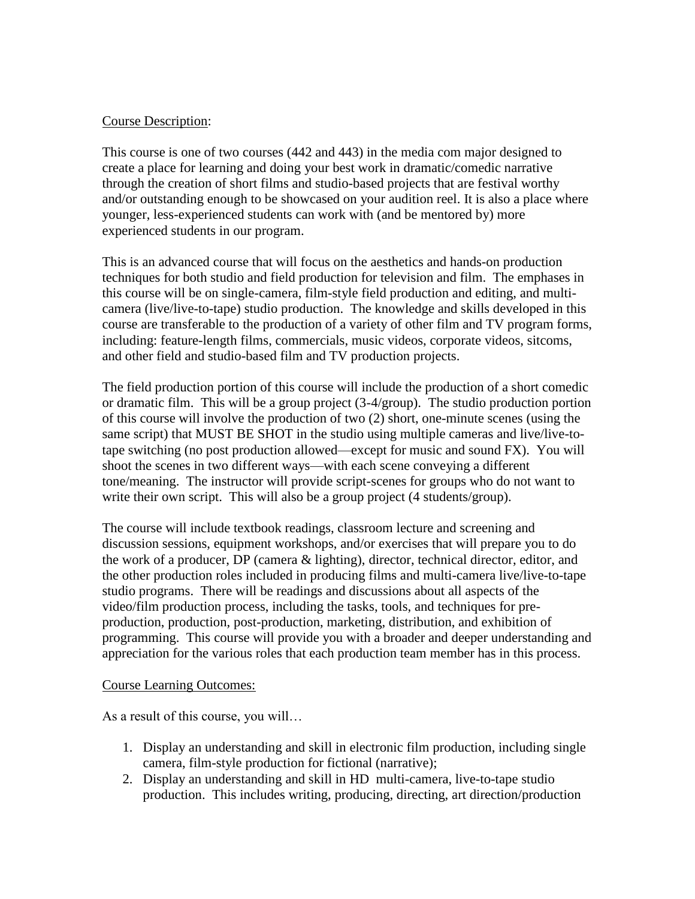<u>Course Description</u>:

This course is one of two courses (442 and 443) in the media com major designed to create a place for learning and doing your best work in dramatic/comedic narrative through the creation of short films and studio-based projects that are festival worthy and/or outstanding enough to be showcased on your audition reel. It is also a place where younger, less-experienced students can work with (and be mentored by) more experienced students in our program.

This is an advanced course that will focus on the aesthetics and hands-on production techniques for both studio and field production for television and film. The emphases in this course will be on single-camera, film-style field production and editing, and multi-camera (live/live-to-tape) studio production. The knowledge and skills developed in this course are transferable to the production of a variety of other film and TV program forms, including: feature-length films, commercials, music videos, corporate videos, sitcoms, and other field and studio-based film and TV production projects.

The field production portion of this course will include the production of a short comedic or dramatic film. This will be a group project (3-4/group). The studio production portion of this course will involve the production of two (2) short, one-minute scenes (using the same script) that MUST BE SHOT in the studio using multiple cameras and live/live-to-tape switching (no post production allowed—except for music and sound FX). You will shoot the scenes in two different ways—with each scene conveying a different tone/meaning. The instructor will provide script-scenes for groups who do not want to write their own script. This will also be a group project (4 students/group).

The course will include textbook readings, classroom lecture and screening and discussion sessions, equipment workshops, and/or exercises that will prepare you to do the work of a producer, DP (camera & lighting), director, technical director, editor, and the other production roles included in producing films and multi-camera live/live-to-tape studio programs. There will be readings and discussions about all aspects of the video/film production process, including the tasks, tools, and techniques for pre-production, production, post-production, marketing, distribution, and exhibition of programming. This course will provide you with a broader and deeper understanding and appreciation for the various roles that each production team member has in this process.

<u>Course Learning Outcomes:</u>

As a result of this course, you will…

1. Display an understanding and skill in electronic film production, including single camera, film-style production for fictional (narrative);
2. Display an understanding and skill in HD multi-camera, live-to-tape studio production. This includes writing, producing, directing, art direction/production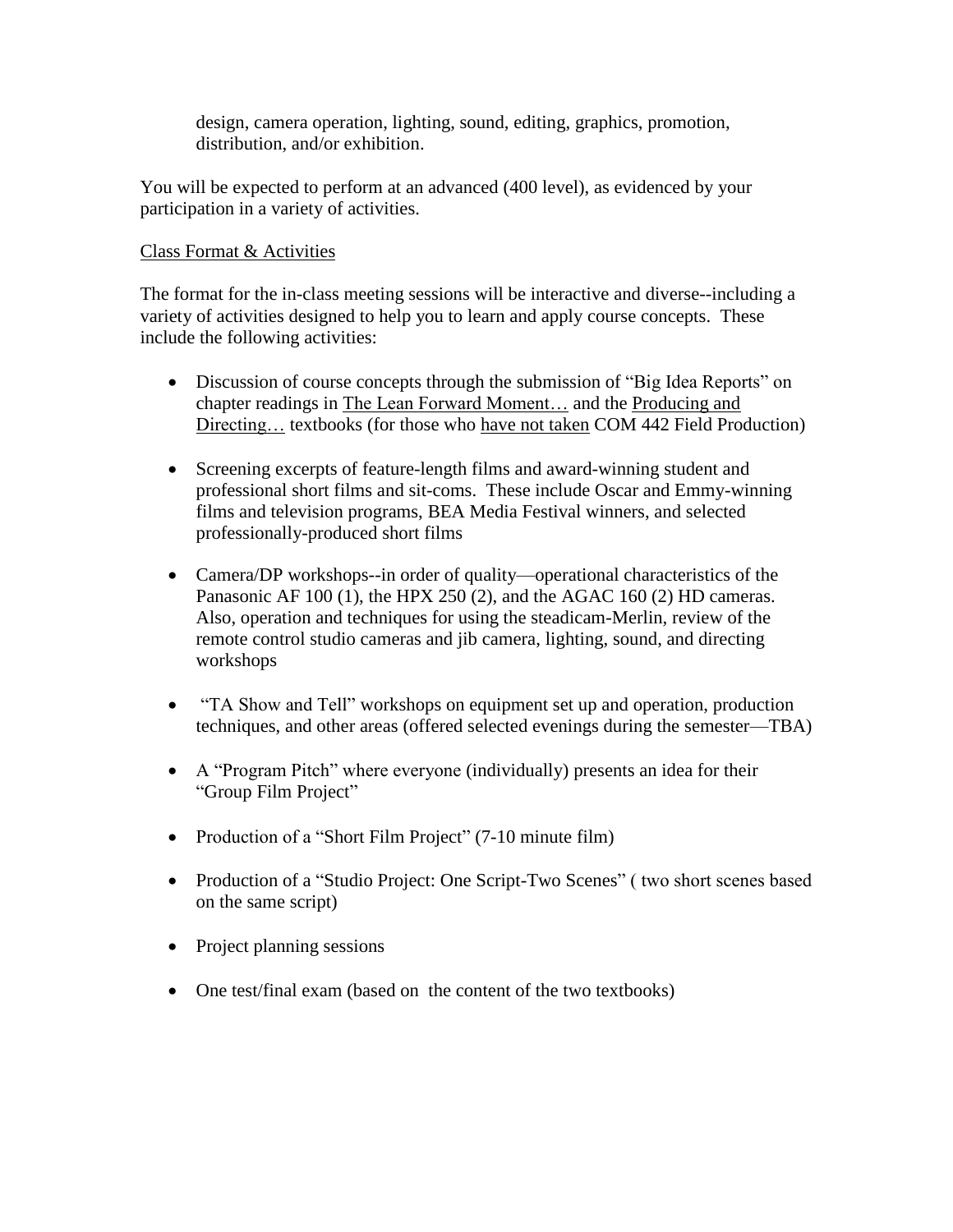design, camera operation, lighting, sound, editing, graphics, promotion, distribution, and/or exhibition.

You will be expected to perform at an advanced (400 level), as evidenced by your participation in a variety of activities.

<u>Class Format & Activities</u>

The format for the in-class meeting sessions will be interactive and diverse--including a variety of activities designed to help you to learn and apply course concepts. These include the following activities:

- Discussion of course concepts through the submission of "Big Idea Reports" on chapter readings in <u>The Lean Forward Moment…</u> and the <u>Producing and Directing…</u> textbooks (for those who <u>have not taken</u> COM 442 Field Production)
- Screening excerpts of feature-length films and award-winning student and professional short films and sit-coms. These include Oscar and Emmy-winning films and television programs, BEA Media Festival winners, and selected professionally-produced short films
- Camera/DP workshops--in order of quality—operational characteristics of the Panasonic AF 100 (1), the HPX 250 (2), and the AGAC 160 (2) HD cameras. Also, operation and techniques for using the steadicam-Merlin, review of the remote control studio cameras and jib camera, lighting, sound, and directing workshops
- "TA Show and Tell" workshops on equipment set up and operation, production techniques, and other areas (offered selected evenings during the semester—TBA)
- A "Program Pitch" where everyone (individually) presents an idea for their "Group Film Project"
- Production of a "Short Film Project" (7-10 minute film)
- Production of a "Studio Project: One Script-Two Scenes" ( two short scenes based on the same script)
- Project planning sessions
- One test/final exam (based on the content of the two textbooks)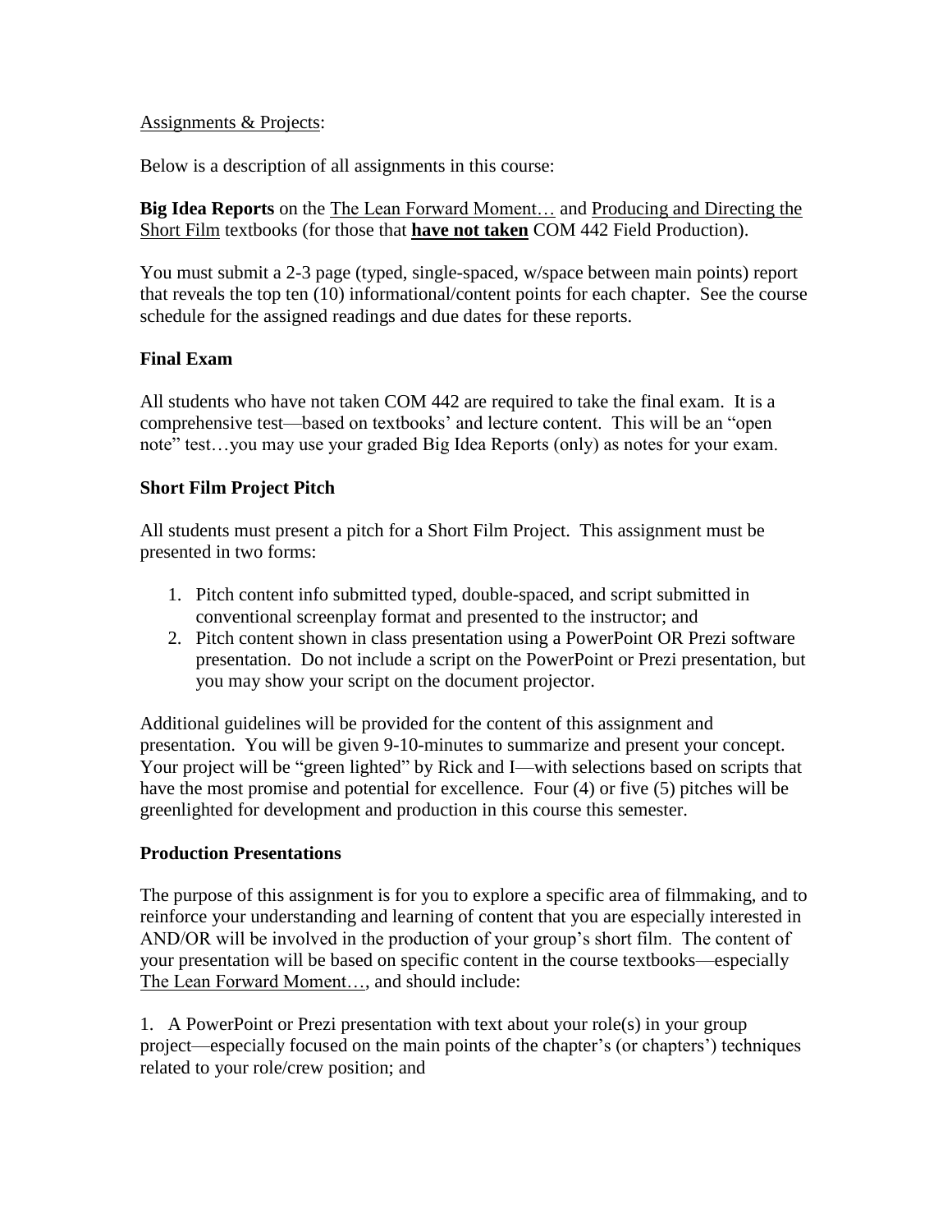Assignments & Projects:

Below is a description of all assignments in this course:

**Big Idea Reports** on the The Lean Forward Moment… and Producing and Directing the Short Film textbooks (for those that **have not taken** COM 442 Field Production).

You must submit a 2-3 page (typed, single-spaced, w/space between main points) report that reveals the top ten (10) informational/content points for each chapter. See the course schedule for the assigned readings and due dates for these reports.

**Final Exam**

All students who have not taken COM 442 are required to take the final exam. It is a comprehensive test—based on textbooks' and lecture content. This will be an "open note" test…you may use your graded Big Idea Reports (only) as notes for your exam.

**Short Film Project Pitch**

All students must present a pitch for a Short Film Project. This assignment must be presented in two forms:

1. Pitch content info submitted typed, double-spaced, and script submitted in conventional screenplay format and presented to the instructor; and
2. Pitch content shown in class presentation using a PowerPoint OR Prezi software presentation. Do not include a script on the PowerPoint or Prezi presentation, but you may show your script on the document projector.

Additional guidelines will be provided for the content of this assignment and presentation. You will be given 9-10-minutes to summarize and present your concept. Your project will be "green lighted" by Rick and I—with selections based on scripts that have the most promise and potential for excellence. Four (4) or five (5) pitches will be greenlighted for development and production in this course this semester.

**Production Presentations**

The purpose of this assignment is for you to explore a specific area of filmmaking, and to reinforce your understanding and learning of content that you are especially interested in AND/OR will be involved in the production of your group's short film. The content of your presentation will be based on specific content in the course textbooks—especially The Lean Forward Moment…, and should include:

1. A PowerPoint or Prezi presentation with text about your role(s) in your group project—especially focused on the main points of the chapter's (or chapters') techniques related to your role/crew position; and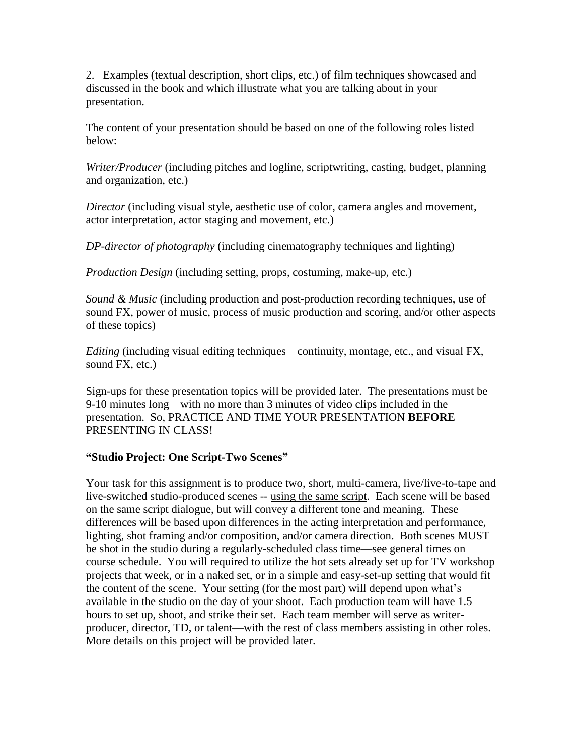2. Examples (textual description, short clips, etc.) of film techniques showcased and discussed in the book and which illustrate what you are talking about in your presentation.

The content of your presentation should be based on one of the following roles listed below:

*Writer/Producer* (including pitches and logline, scriptwriting, casting, budget, planning and organization, etc.)

*Director* (including visual style, aesthetic use of color, camera angles and movement, actor interpretation, actor staging and movement, etc.)

*DP-director of photography* (including cinematography techniques and lighting)

*Production Design* (including setting, props, costuming, make-up, etc.)

*Sound & Music* (including production and post-production recording techniques, use of sound FX, power of music, process of music production and scoring, and/or other aspects of these topics)

*Editing* (including visual editing techniques—continuity, montage, etc., and visual FX, sound FX, etc.)

Sign-ups for these presentation topics will be provided later. The presentations must be 9-10 minutes long—with no more than 3 minutes of video clips included in the presentation. So, PRACTICE AND TIME YOUR PRESENTATION **BEFORE** PRESENTING IN CLASS!

**"Studio Project: One Script-Two Scenes"**

Your task for this assignment is to produce two, short, multi-camera, live/live-to-tape and live-switched studio-produced scenes -- <u>using the same script</u>. Each scene will be based on the same script dialogue, but will convey a different tone and meaning. These differences will be based upon differences in the acting interpretation and performance, lighting, shot framing and/or composition, and/or camera direction. Both scenes MUST be shot in the studio during a regularly-scheduled class time—see general times on course schedule. You will required to utilize the hot sets already set up for TV workshop projects that week, or in a naked set, or in a simple and easy-set-up setting that would fit the content of the scene. Your setting (for the most part) will depend upon what's available in the studio on the day of your shoot. Each production team will have 1.5 hours to set up, shoot, and strike their set. Each team member will serve as writer-producer, director, TD, or talent—with the rest of class members assisting in other roles. More details on this project will be provided later.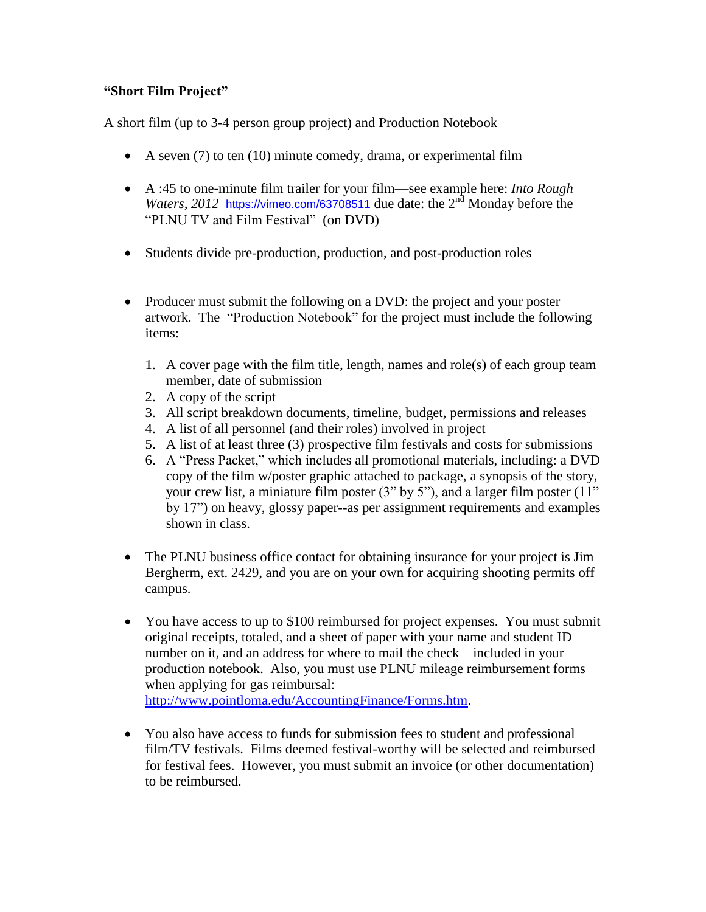**"Short Film Project"**

A short film (up to 3-4 person group project) and Production Notebook

- A seven (7) to ten (10) minute comedy, drama, or experimental film
- A :45 to one-minute film trailer for your film—see example here: *Into Rough Waters, 2012* https://vimeo.com/63708511 due date: the 2nd Monday before the "PLNU TV and Film Festival" (on DVD)
- Students divide pre-production, production, and post-production roles
- Producer must submit the following on a DVD: the project and your poster artwork. The "Production Notebook" for the project must include the following items:

  1. A cover page with the film title, length, names and role(s) of each group team member, date of submission
  2. A copy of the script
  3. All script breakdown documents, timeline, budget, permissions and releases
  4. A list of all personnel (and their roles) involved in project
  5. A list of at least three (3) prospective film festivals and costs for submissions
  6. A "Press Packet," which includes all promotional materials, including: a DVD copy of the film w/poster graphic attached to package, a synopsis of the story, your crew list, a miniature film poster (3" by 5"), and a larger film poster (11" by 17") on heavy, glossy paper--as per assignment requirements and examples shown in class.

- The PLNU business office contact for obtaining insurance for your project is Jim Bergherm, ext. 2429, and you are on your own for acquiring shooting permits off campus.
- You have access to up to $100 reimbursed for project expenses. You must submit original receipts, totaled, and a sheet of paper with your name and student ID number on it, and an address for where to mail the check—included in your production notebook. Also, you must use PLNU mileage reimbursement forms when applying for gas reimbursal: http://www.pointloma.edu/AccountingFinance/Forms.htm.
- You also have access to funds for submission fees to student and professional film/TV festivals. Films deemed festival-worthy will be selected and reimbursed for festival fees. However, you must submit an invoice (or other documentation) to be reimbursed.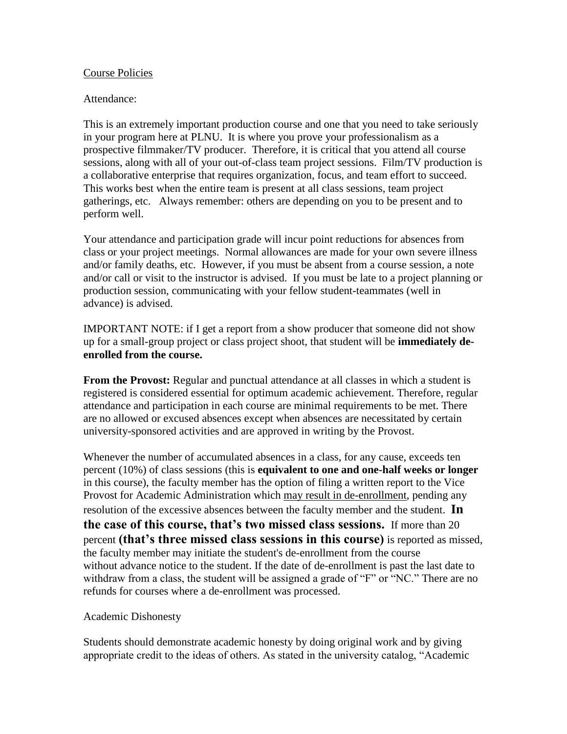Course Policies

Attendance:

This is an extremely important production course and one that you need to take seriously in your program here at PLNU. It is where you prove your professionalism as a prospective filmmaker/TV producer. Therefore, it is critical that you attend all course sessions, along with all of your out-of-class team project sessions. Film/TV production is a collaborative enterprise that requires organization, focus, and team effort to succeed. This works best when the entire team is present at all class sessions, team project gatherings, etc. Always remember: others are depending on you to be present and to perform well.

Your attendance and participation grade will incur point reductions for absences from class or your project meetings. Normal allowances are made for your own severe illness and/or family deaths, etc. However, if you must be absent from a course session, a note and/or call or visit to the instructor is advised. If you must be late to a project planning or production session, communicating with your fellow student-teammates (well in advance) is advised.

IMPORTANT NOTE: if I get a report from a show producer that someone did not show up for a small-group project or class project shoot, that student will be **immediately de-enrolled from the course.**

**From the Provost:** Regular and punctual attendance at all classes in which a student is registered is considered essential for optimum academic achievement. Therefore, regular attendance and participation in each course are minimal requirements to be met. There are no allowed or excused absences except when absences are necessitated by certain university-sponsored activities and are approved in writing by the Provost.

Whenever the number of accumulated absences in a class, for any cause, exceeds ten percent (10%) of class sessions (this is **equivalent to one and one-half weeks or longer** in this course), the faculty member has the option of filing a written report to the Vice Provost for Academic Administration which may result in de-enrollment, pending any resolution of the excessive absences between the faculty member and the student. **In the case of this course, that's two missed class sessions.** If more than 20 percent **(that's three missed class sessions in this course)** is reported as missed, the faculty member may initiate the student's de-enrollment from the course without advance notice to the student. If the date of de-enrollment is past the last date to withdraw from a class, the student will be assigned a grade of "F" or "NC." There are no refunds for courses where a de-enrollment was processed.

Academic Dishonesty

Students should demonstrate academic honesty by doing original work and by giving appropriate credit to the ideas of others. As stated in the university catalog, "Academic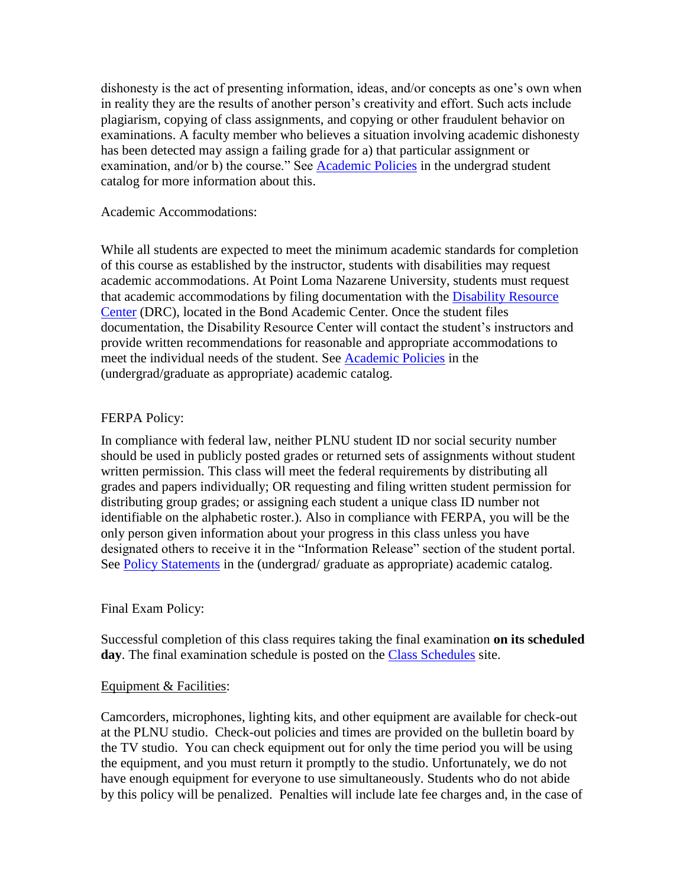dishonesty is the act of presenting information, ideas, and/or concepts as one's own when in reality they are the results of another person's creativity and effort. Such acts include plagiarism, copying of class assignments, and copying or other fraudulent behavior on examinations. A faculty member who believes a situation involving academic dishonesty has been detected may assign a failing grade for a) that particular assignment or examination, and/or b) the course." See [Academic Policies](#) in the undergrad student catalog for more information about this.

Academic Accommodations:

While all students are expected to meet the minimum academic standards for completion of this course as established by the instructor, students with disabilities may request academic accommodations. At Point Loma Nazarene University, students must request that academic accommodations by filing documentation with the [Disability Resource Center](#) (DRC), located in the Bond Academic Center. Once the student files documentation, the Disability Resource Center will contact the student's instructors and provide written recommendations for reasonable and appropriate accommodations to meet the individual needs of the student. See [Academic Policies](#) in the (undergrad/graduate as appropriate) academic catalog.

FERPA Policy:

In compliance with federal law, neither PLNU student ID nor social security number should be used in publicly posted grades or returned sets of assignments without student written permission. This class will meet the federal requirements by distributing all grades and papers individually; OR requesting and filing written student permission for distributing group grades; or assigning each student a unique class ID number not identifiable on the alphabetic roster.). Also in compliance with FERPA, you will be the only person given information about your progress in this class unless you have designated others to receive it in the "Information Release" section of the student portal. See [Policy Statements](#) in the (undergrad/ graduate as appropriate) academic catalog.

Final Exam Policy:

Successful completion of this class requires taking the final examination **on its scheduled day**. The final examination schedule is posted on the [Class Schedules](#) site.

Equipment & Facilities:

Camcorders, microphones, lighting kits, and other equipment are available for check-out at the PLNU studio. Check-out policies and times are provided on the bulletin board by the TV studio. You can check equipment out for only the time period you will be using the equipment, and you must return it promptly to the studio. Unfortunately, we do not have enough equipment for everyone to use simultaneously. Students who do not abide by this policy will be penalized. Penalties will include late fee charges and, in the case of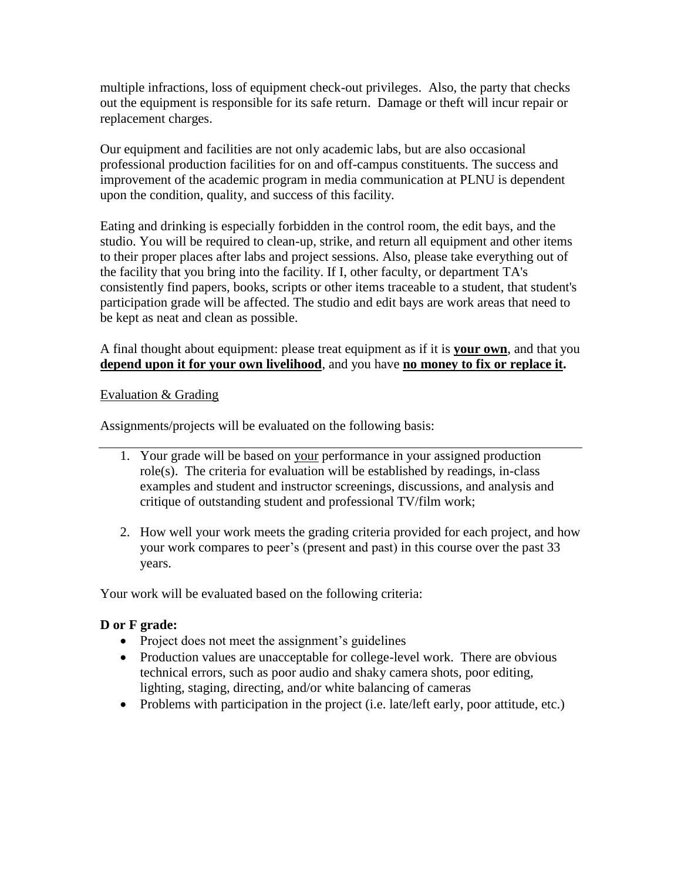multiple infractions, loss of equipment check-out privileges. Also, the party that checks out the equipment is responsible for its safe return. Damage or theft will incur repair or replacement charges.

Our equipment and facilities are not only academic labs, but are also occasional professional production facilities for on and off-campus constituents. The success and improvement of the academic program in media communication at PLNU is dependent upon the condition, quality, and success of this facility.

Eating and drinking is especially forbidden in the control room, the edit bays, and the studio. You will be required to clean-up, strike, and return all equipment and other items to their proper places after labs and project sessions. Also, please take everything out of the facility that you bring into the facility. If I, other faculty, or department TA's consistently find papers, books, scripts or other items traceable to a student, that student's participation grade will be affected. The studio and edit bays are work areas that need to be kept as neat and clean as possible.

A final thought about equipment: please treat equipment as if it is **<u>your own</u>**, and that you **<u>depend upon it for your own livelihood</u>**, and you have **<u>no money to fix or replace it</u>.**

<u>Evaluation & Grading</u>

Assignments/projects will be evaluated on the following basis:

---

1. Your grade will be based on <u>your</u> performance in your assigned production role(s). The criteria for evaluation will be established by readings, in-class examples and student and instructor screenings, discussions, and analysis and critique of outstanding student and professional TV/film work;

2. How well your work meets the grading criteria provided for each project, and how your work compares to peer's (present and past) in this course over the past 33 years.

Your work will be evaluated based on the following criteria:

**D or F grade:**

- Project does not meet the assignment's guidelines
- Production values are unacceptable for college-level work. There are obvious technical errors, such as poor audio and shaky camera shots, poor editing, lighting, staging, directing, and/or white balancing of cameras
- Problems with participation in the project (i.e. late/left early, poor attitude, etc.)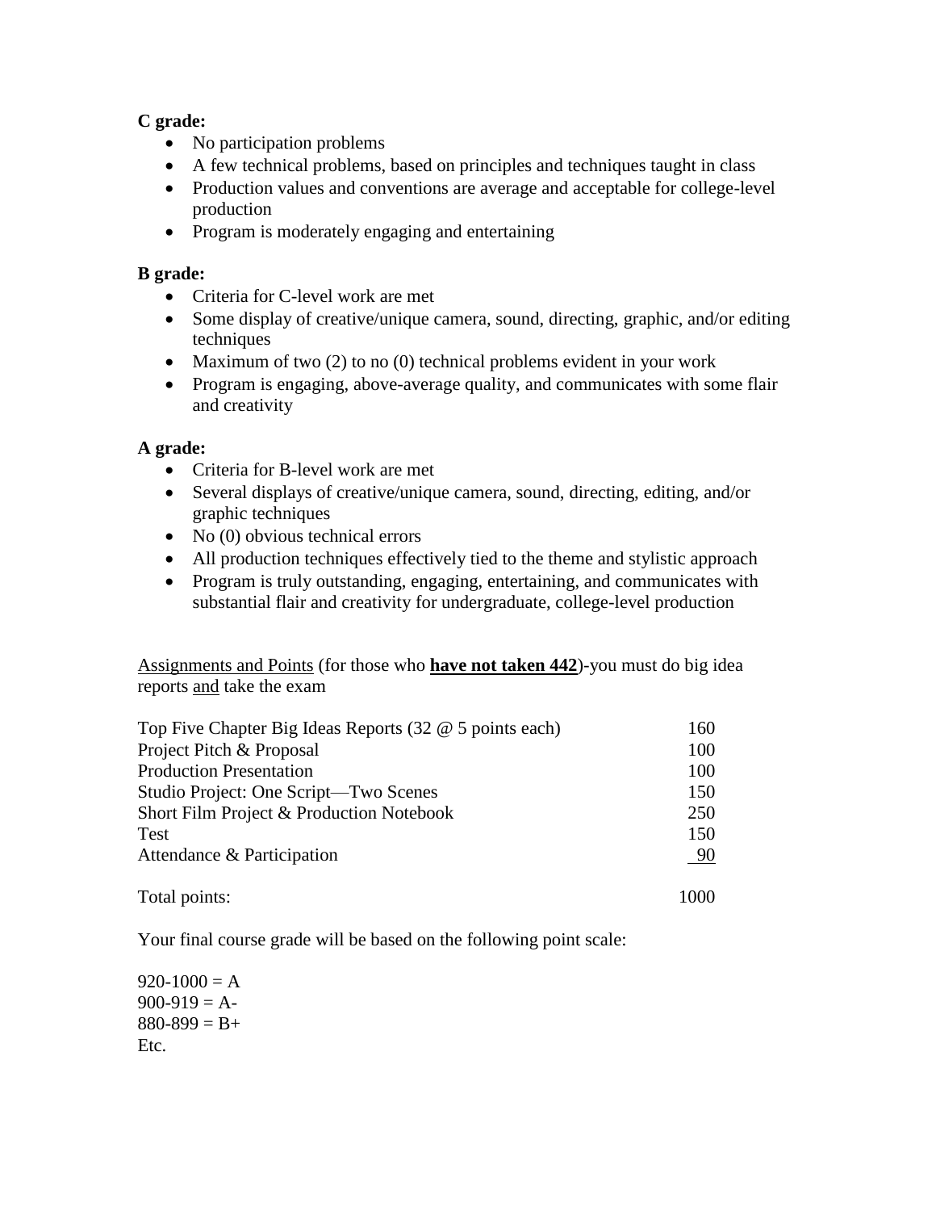**C grade:**

- No participation problems
- A few technical problems, based on principles and techniques taught in class
- Production values and conventions are average and acceptable for college-level production
- Program is moderately engaging and entertaining

**B grade:**

- Criteria for C-level work are met
- Some display of creative/unique camera, sound, directing, graphic, and/or editing techniques
- Maximum of two (2) to no (0) technical problems evident in your work
- Program is engaging, above-average quality, and communicates with some flair and creativity

**A grade:**

- Criteria for B-level work are met
- Several displays of creative/unique camera, sound, directing, editing, and/or graphic techniques
- No (0) obvious technical errors
- All production techniques effectively tied to the theme and stylistic approach
- Program is truly outstanding, engaging, entertaining, and communicates with substantial flair and creativity for undergraduate, college-level production

Assignments and Points (for those who **have not taken 442**)-you must do big idea reports and take the exam

| | |
|---|---|
| Top Five Chapter Big Ideas Reports (32 @ 5 points each) | 160 |
| Project Pitch & Proposal | 100 |
| Production Presentation | 100 |
| Studio Project: One Script—Two Scenes | 150 |
| Short Film Project & Production Notebook | 250 |
| Test | 150 |
| Attendance & Participation | 90 |
| Total points: | 1000 |

Your final course grade will be based on the following point scale:

920-1000 = A
900-919 = A-
880-899 = B+
Etc.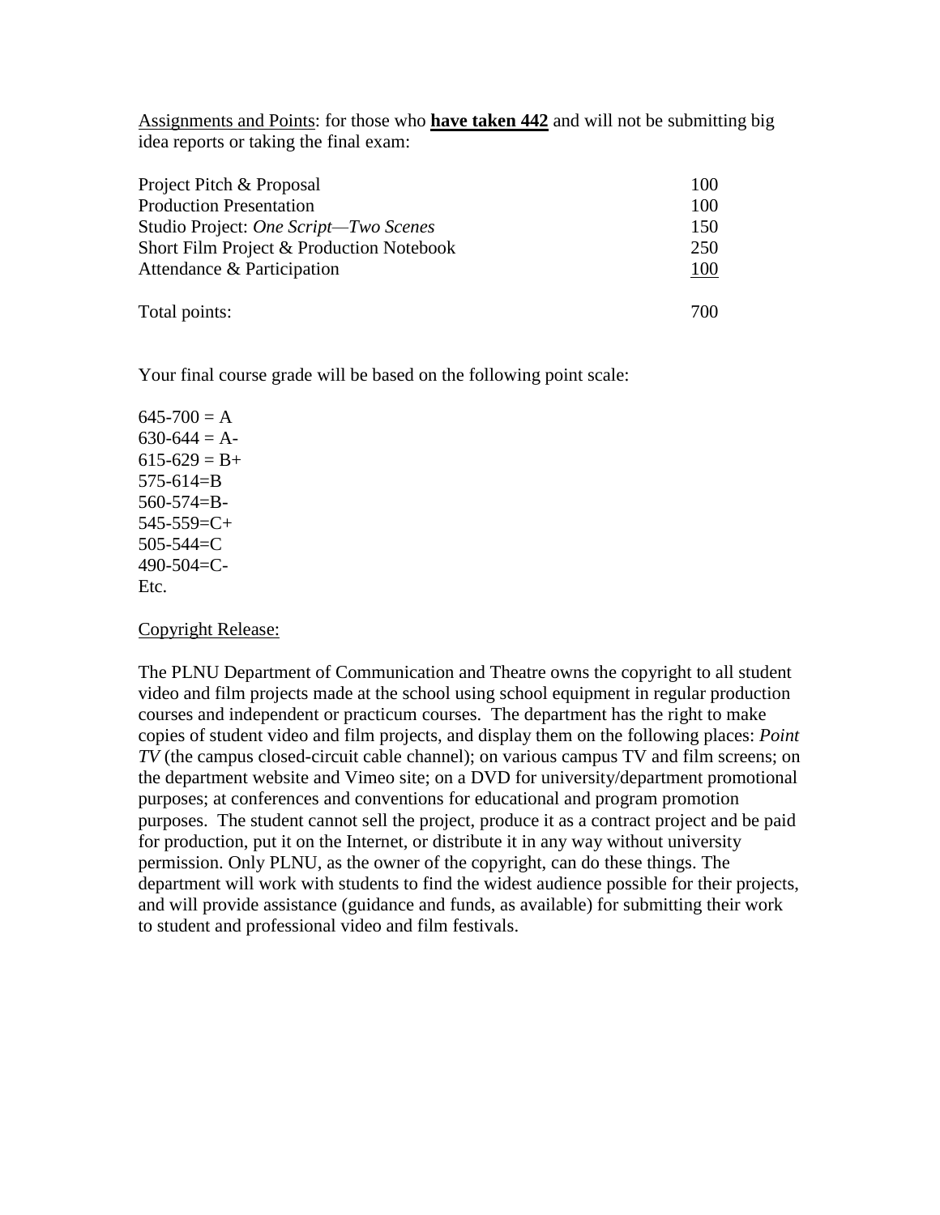<u>Assignments and Points</u>: for those who **<u>have taken 442</u>** and will not be submitting big idea reports or taking the final exam:

| | |
|---|---|
| Project Pitch & Proposal | 100 |
| Production Presentation | 100 |
| Studio Project: *One Script—Two Scenes* | 150 |
| Short Film Project & Production Notebook | 250 |
| Attendance & Participation | <u>100</u> |
| Total points: | 700 |

Your final course grade will be based on the following point scale:

645-700 = A
630-644 = A-
615-629 = B+
575-614=B
560-574=B-
545-559=C+
505-544=C
490-504=C-
Etc.

<u>Copyright Release:</u>

The PLNU Department of Communication and Theatre owns the copyright to all student video and film projects made at the school using school equipment in regular production courses and independent or practicum courses. The department has the right to make copies of student video and film projects, and display them on the following places: *Point TV* (the campus closed-circuit cable channel); on various campus TV and film screens; on the department website and Vimeo site; on a DVD for university/department promotional purposes; at conferences and conventions for educational and program promotion purposes. The student cannot sell the project, produce it as a contract project and be paid for production, put it on the Internet, or distribute it in any way without university permission. Only PLNU, as the owner of the copyright, can do these things. The department will work with students to find the widest audience possible for their projects, and will provide assistance (guidance and funds, as available) for submitting their work to student and professional video and film festivals.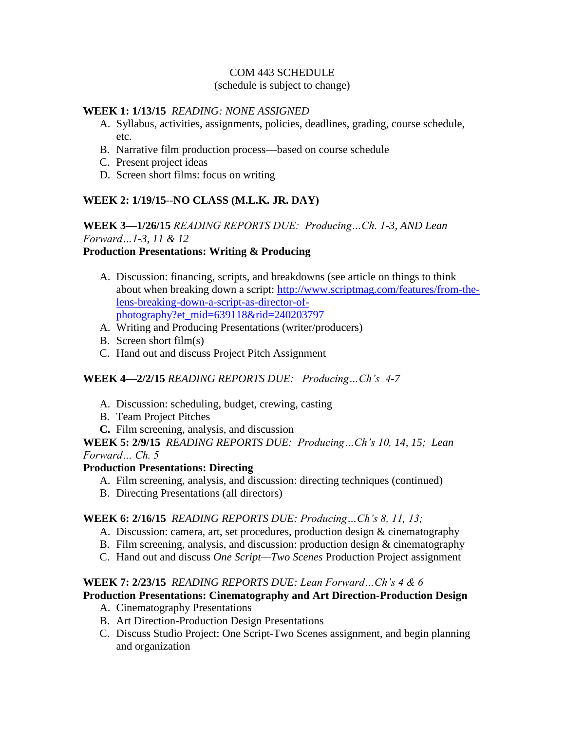COM 443 SCHEDULE
(schedule is subject to change)

**WEEK 1: 1/13/15** *READING: NONE ASSIGNED*

A. Syllabus, activities, assignments, policies, deadlines, grading, course schedule, etc.
B. Narrative film production process—based on course schedule
C. Present project ideas
D. Screen short films: focus on writing

**WEEK 2: 1/19/15--NO CLASS (M.L.K. JR. DAY)**

**WEEK 3—1/26/15** *READING REPORTS DUE: Producing…Ch. 1-3, AND Lean Forward…1-3, 11 & 12*

**Production Presentations: Writing & Producing**

A. Discussion: financing, scripts, and breakdowns (see article on things to think about when breaking down a script: [http://www.scriptmag.com/features/from-the-lens-breaking-down-a-script-as-director-of-photography?et_mid=639118&rid=240203797](http://www.scriptmag.com/features/from-the-lens-breaking-down-a-script-as-director-of-photography?et_mid=639118&rid=240203797)
A. Writing and Producing Presentations (writer/producers)
B. Screen short film(s)
C. Hand out and discuss Project Pitch Assignment

**WEEK 4—2/2/15** *READING REPORTS DUE: Producing…Ch's 4-7*

A. Discussion: scheduling, budget, crewing, casting
B. Team Project Pitches
**C.** Film screening, analysis, and discussion

**WEEK 5: 2/9/15** *READING REPORTS DUE: Producing…Ch's 10, 14, 15; Lean Forward… Ch. 5*

**Production Presentations: Directing**

A. Film screening, analysis, and discussion: directing techniques (continued)
B. Directing Presentations (all directors)

**WEEK 6: 2/16/15** *READING REPORTS DUE: Producing…Ch's 8, 11, 13;*

A. Discussion: camera, art, set procedures, production design & cinematography
B. Film screening, analysis, and discussion: production design & cinematography
C. Hand out and discuss *One Script—Two Scenes* Production Project assignment

**WEEK 7: 2/23/15** *READING REPORTS DUE: Lean Forward…Ch's 4 & 6*

**Production Presentations: Cinematography and Art Direction-Production Design**

A. Cinematography Presentations
B. Art Direction-Production Design Presentations
C. Discuss Studio Project: One Script-Two Scenes assignment, and begin planning and organization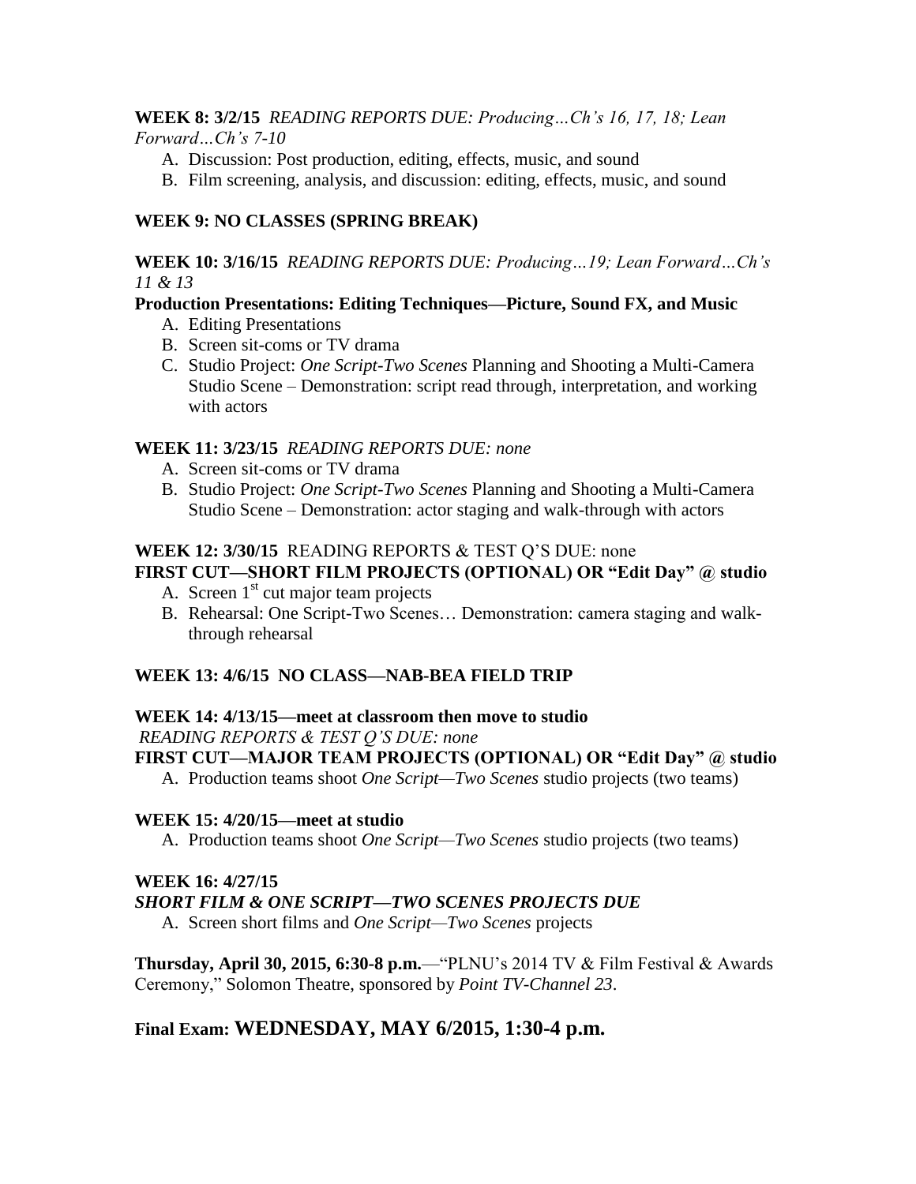**WEEK 8: 3/2/15** *READING REPORTS DUE: Producing…Ch's 16, 17, 18; Lean Forward…Ch's 7-10*

A. Discussion: Post production, editing, effects, music, and sound
B. Film screening, analysis, and discussion: editing, effects, music, and sound

**WEEK 9: NO CLASSES (SPRING BREAK)**

**WEEK 10: 3/16/15** *READING REPORTS DUE: Producing…19; Lean Forward…Ch's 11 & 13*

**Production Presentations: Editing Techniques—Picture, Sound FX, and Music**

A. Editing Presentations
B. Screen sit-coms or TV drama
C. Studio Project: *One Script-Two Scenes* Planning and Shooting a Multi-Camera Studio Scene – Demonstration: script read through, interpretation, and working with actors

**WEEK 11: 3/23/15** *READING REPORTS DUE: none*

A. Screen sit-coms or TV drama
B. Studio Project: *One Script-Two Scenes* Planning and Shooting a Multi-Camera Studio Scene – Demonstration: actor staging and walk-through with actors

**WEEK 12: 3/30/15** READING REPORTS & TEST Q'S DUE: none

**FIRST CUT—SHORT FILM PROJECTS (OPTIONAL) OR "Edit Day" @ studio**

A. Screen 1st cut major team projects
B. Rehearsal: One Script-Two Scenes… Demonstration: camera staging and walk-through rehearsal

**WEEK 13: 4/6/15 NO CLASS—NAB-BEA FIELD TRIP**

**WEEK 14: 4/13/15—meet at classroom then move to studio**

*READING REPORTS & TEST Q'S DUE: none*

**FIRST CUT—MAJOR TEAM PROJECTS (OPTIONAL) OR "Edit Day" @ studio**

A. Production teams shoot *One Script—Two Scenes* studio projects (two teams)

**WEEK 15: 4/20/15—meet at studio**

A. Production teams shoot *One Script—Two Scenes* studio projects (two teams)

**WEEK 16: 4/27/15**

***SHORT FILM & ONE SCRIPT—TWO SCENES PROJECTS DUE***

A. Screen short films and *One Script—Two Scenes* projects

**Thursday, April 30, 2015, 6:30-8 p.m.**—"PLNU's 2014 TV & Film Festival & Awards Ceremony," Solomon Theatre, sponsored by *Point TV-Channel 23*.

**Final Exam: WEDNESDAY, MAY 6/2015, 1:30-4 p.m.**